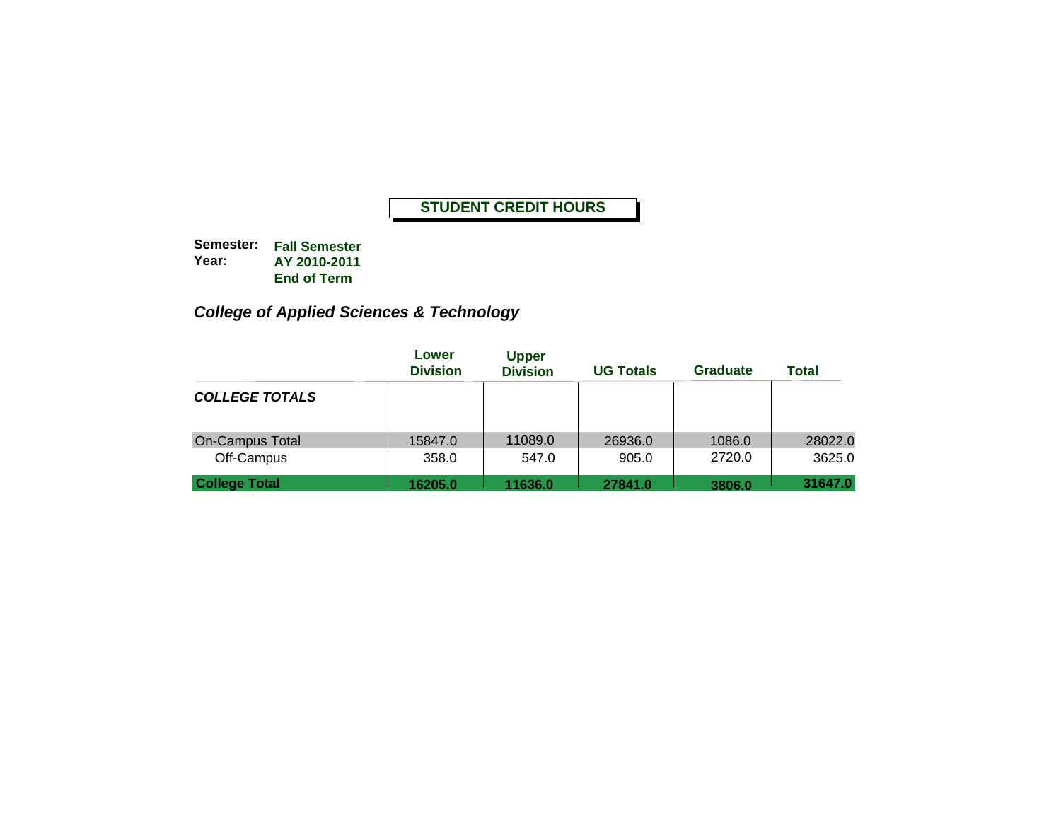# STUDENT CREDIT HOURS

**Semester:** **Fall Semester**
**Year:** **AY 2010-2011**
**End of Term**

## *College of Applied Sciences & Technology*

| | Lower Division | Upper Division | UG Totals | Graduate | Total |
|---|---|---|---|---|---|
| ***COLLEGE TOTALS*** | | | | | |
| On-Campus Total | 15847.0 | 11089.0 | 26936.0 | 1086.0 | 28022.0 |
| Off-Campus | 358.0 | 547.0 | 905.0 | 2720.0 | 3625.0 |
| **College Total** | **16205.0** | **11636.0** | **27841.0** | **3806.0** | **31647.0** |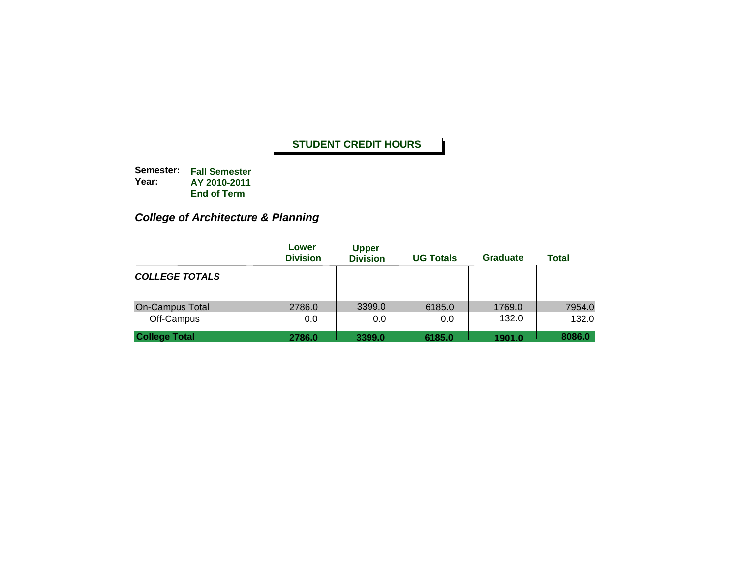# STUDENT CREDIT HOURS

**Semester:** **Fall Semester**
**Year:** **AY 2010-2011**
**End of Term**

## *College of Architecture & Planning*

| | Lower Division | Upper Division | UG Totals | Graduate | Total |
|---|---|---|---|---|---|
| ***COLLEGE TOTALS*** | | | | | |
| On-Campus Total | 2786.0 | 3399.0 | 6185.0 | 1769.0 | 7954.0 |
| Off-Campus | 0.0 | 0.0 | 0.0 | 132.0 | 132.0 |
| **College Total** | **2786.0** | **3399.0** | **6185.0** | **1901.0** | **8086.0** |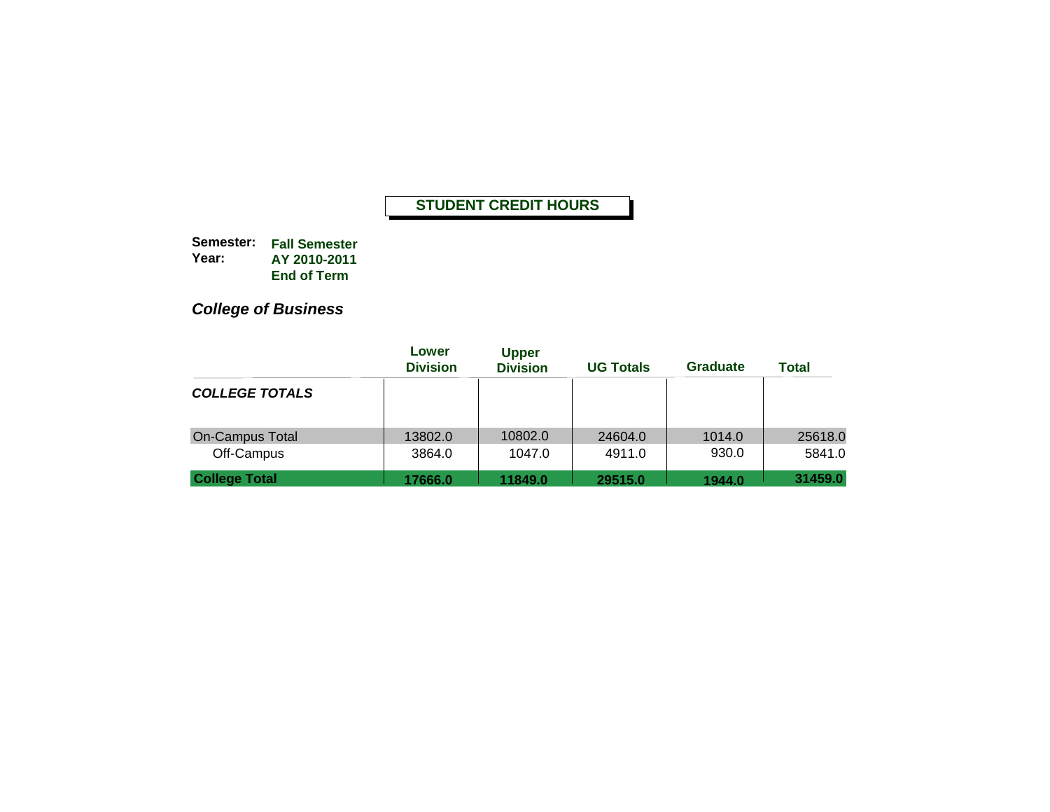# STUDENT CREDIT HOURS

**Semester:** **Fall Semester**
**Year:** **AY 2010-2011**
**End of Term**

## *College of Business*

| | Lower Division | Upper Division | UG Totals | Graduate | Total |
|---|---|---|---|---|---|
| ***COLLEGE TOTALS*** | | | | | |
| On-Campus Total | 13802.0 | 10802.0 | 24604.0 | 1014.0 | 25618.0 |
| Off-Campus | 3864.0 | 1047.0 | 4911.0 | 930.0 | 5841.0 |
| **College Total** | **17666.0** | **11849.0** | **29515.0** | **1944.0** | **31459.0** |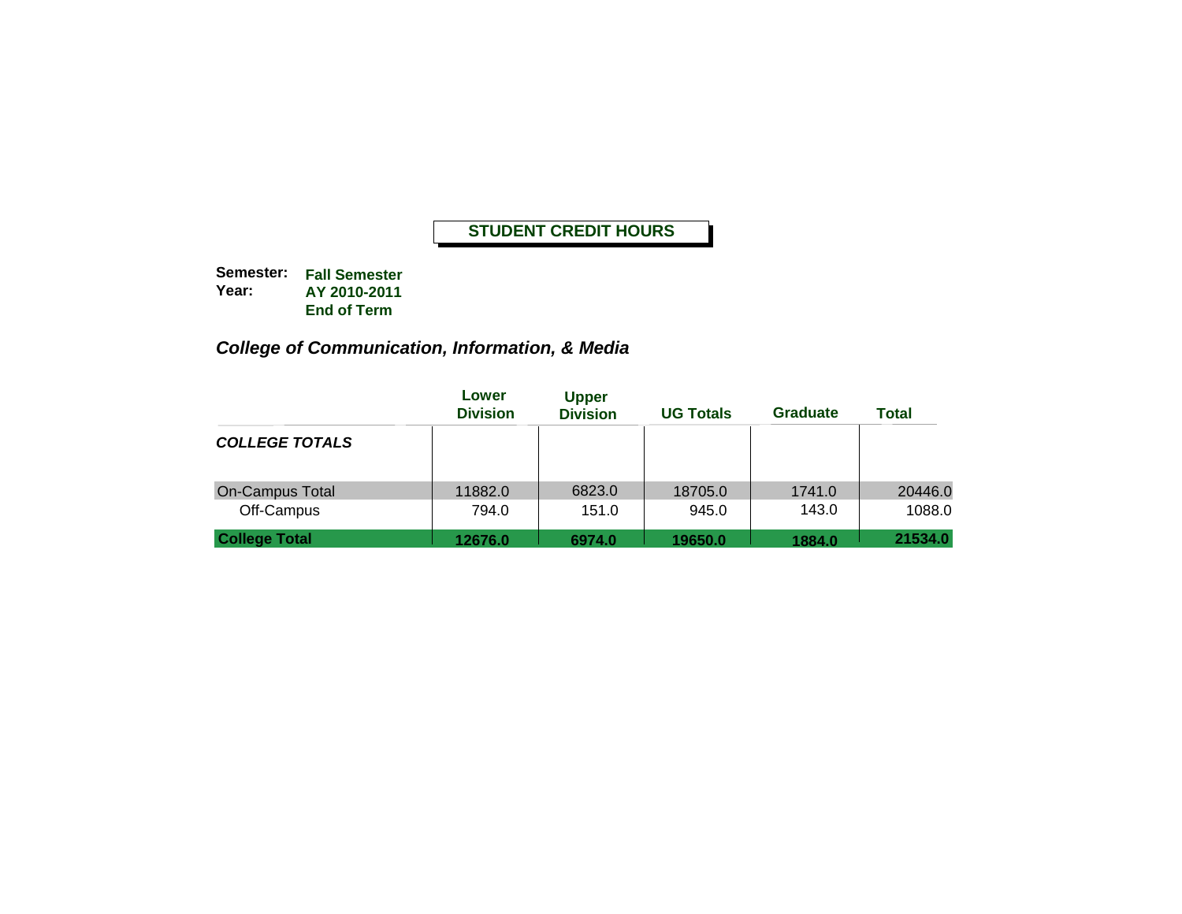## STUDENT CREDIT HOURS

**Semester:** **Fall Semester**
**Year:** **AY 2010-2011**
**End of Term**

### *College of Communication, Information, & Media*

| | Lower Division | Upper Division | UG Totals | Graduate | Total |
|---|---|---|---|---|---|
| ***COLLEGE TOTALS*** | | | | | |
| On-Campus Total | 11882.0 | 6823.0 | 18705.0 | 1741.0 | 20446.0 |
| Off-Campus | 794.0 | 151.0 | 945.0 | 143.0 | 1088.0 |
| **College Total** | **12676.0** | **6974.0** | **19650.0** | **1884.0** | **21534.0** |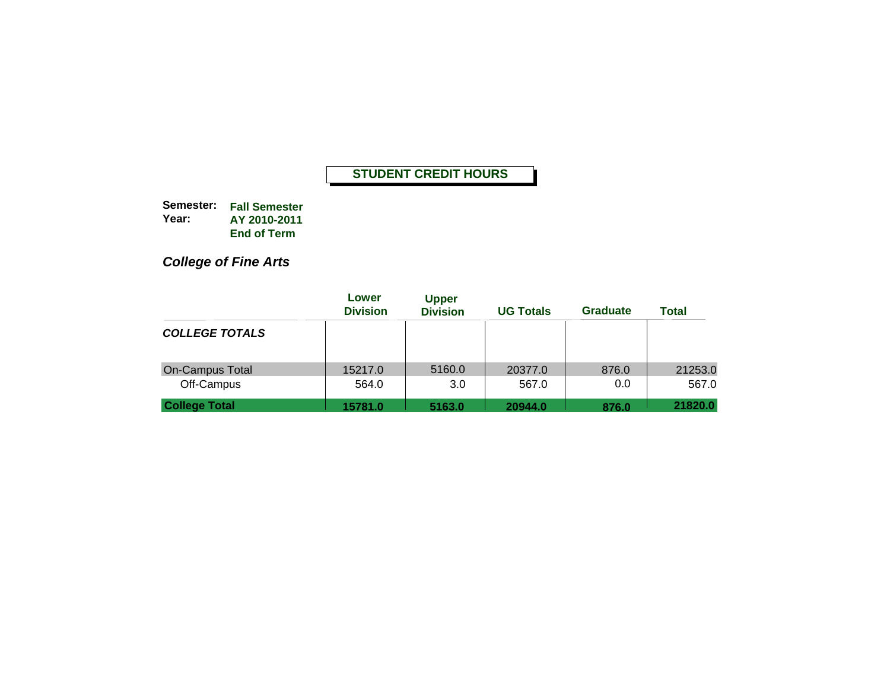## STUDENT CREDIT HOURS

**Semester:** **Fall Semester**
**Year:** **AY 2010-2011**
**End of Term**

### *College of Fine Arts*

| | Lower Division | Upper Division | UG Totals | Graduate | Total |
|---|---|---|---|---|---|
| ***COLLEGE TOTALS*** | | | | | |
| On-Campus Total | 15217.0 | 5160.0 | 20377.0 | 876.0 | 21253.0 |
| Off-Campus | 564.0 | 3.0 | 567.0 | 0.0 | 567.0 |
| **College Total** | **15781.0** | **5163.0** | **20944.0** | **876.0** | **21820.0** |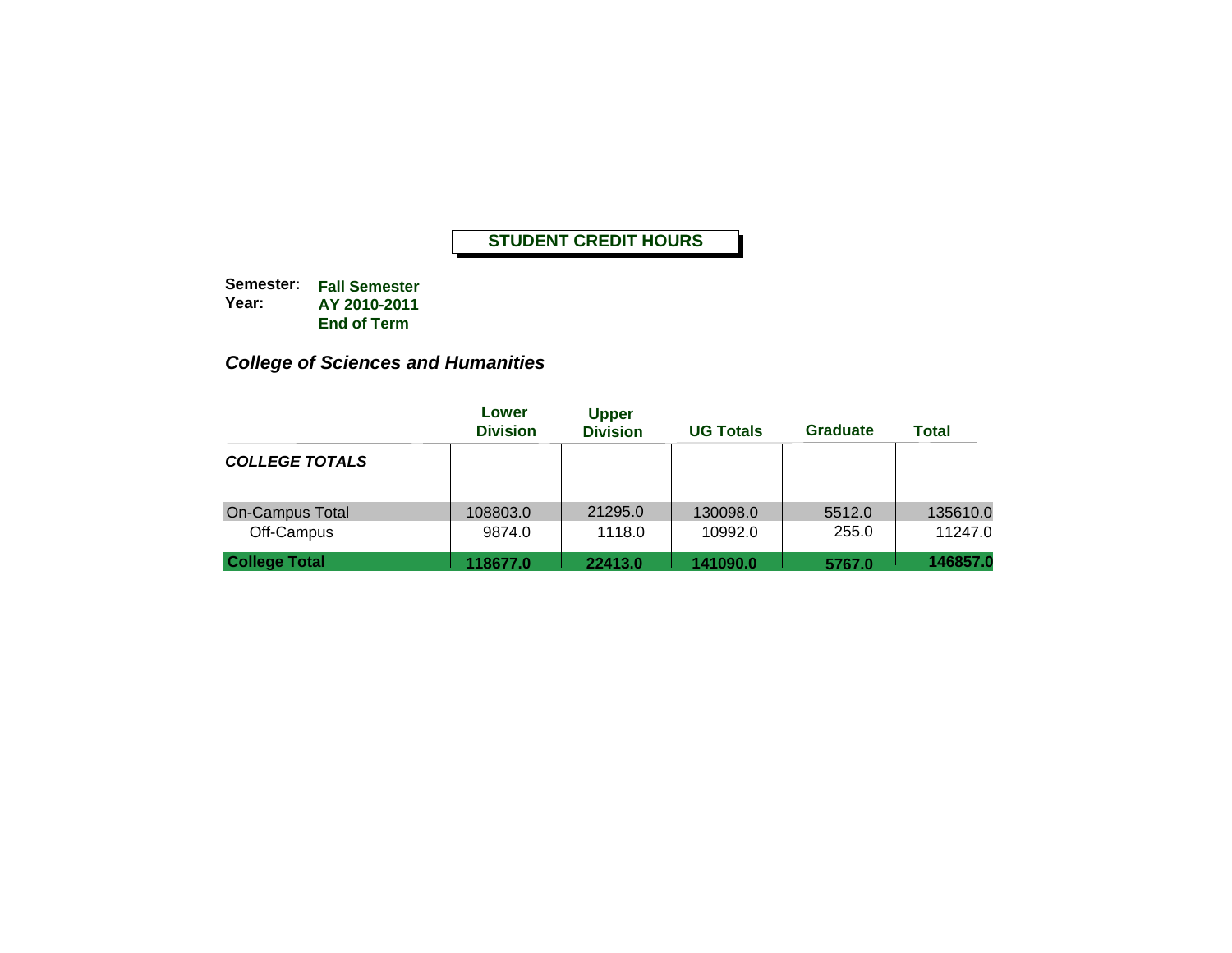# STUDENT CREDIT HOURS

**Semester:** **Fall Semester**
**Year:** **AY 2010-2011**
**End of Term**

## *College of Sciences and Humanities*

| | Lower Division | Upper Division | UG Totals | Graduate | Total |
|---|---|---|---|---|---|
| ***COLLEGE TOTALS*** | | | | | |
| On-Campus Total | 108803.0 | 21295.0 | 130098.0 | 5512.0 | 135610.0 |
| Off-Campus | 9874.0 | 1118.0 | 10992.0 | 255.0 | 11247.0 |
| **College Total** | **118677.0** | **22413.0** | **141090.0** | **5767.0** | **146857.0** |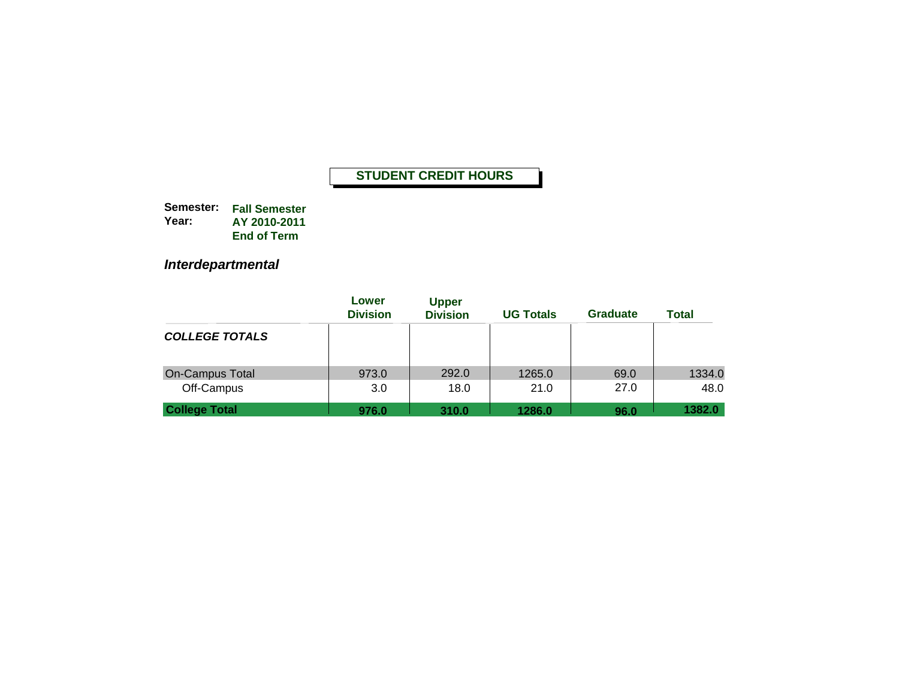**STUDENT CREDIT HOURS**

**Semester:** **Fall Semester**
**Year:** **AY 2010-2011**
**End of Term**

## *Interdepartmental*

| | Lower Division | Upper Division | UG Totals | Graduate | Total |
|---|---|---|---|---|---|
| ***COLLEGE TOTALS*** | | | | | |
| On-Campus Total | 973.0 | 292.0 | 1265.0 | 69.0 | 1334.0 |
| Off-Campus | 3.0 | 18.0 | 21.0 | 27.0 | 48.0 |
| **College Total** | **976.0** | **310.0** | **1286.0** | **96.0** | **1382.0** |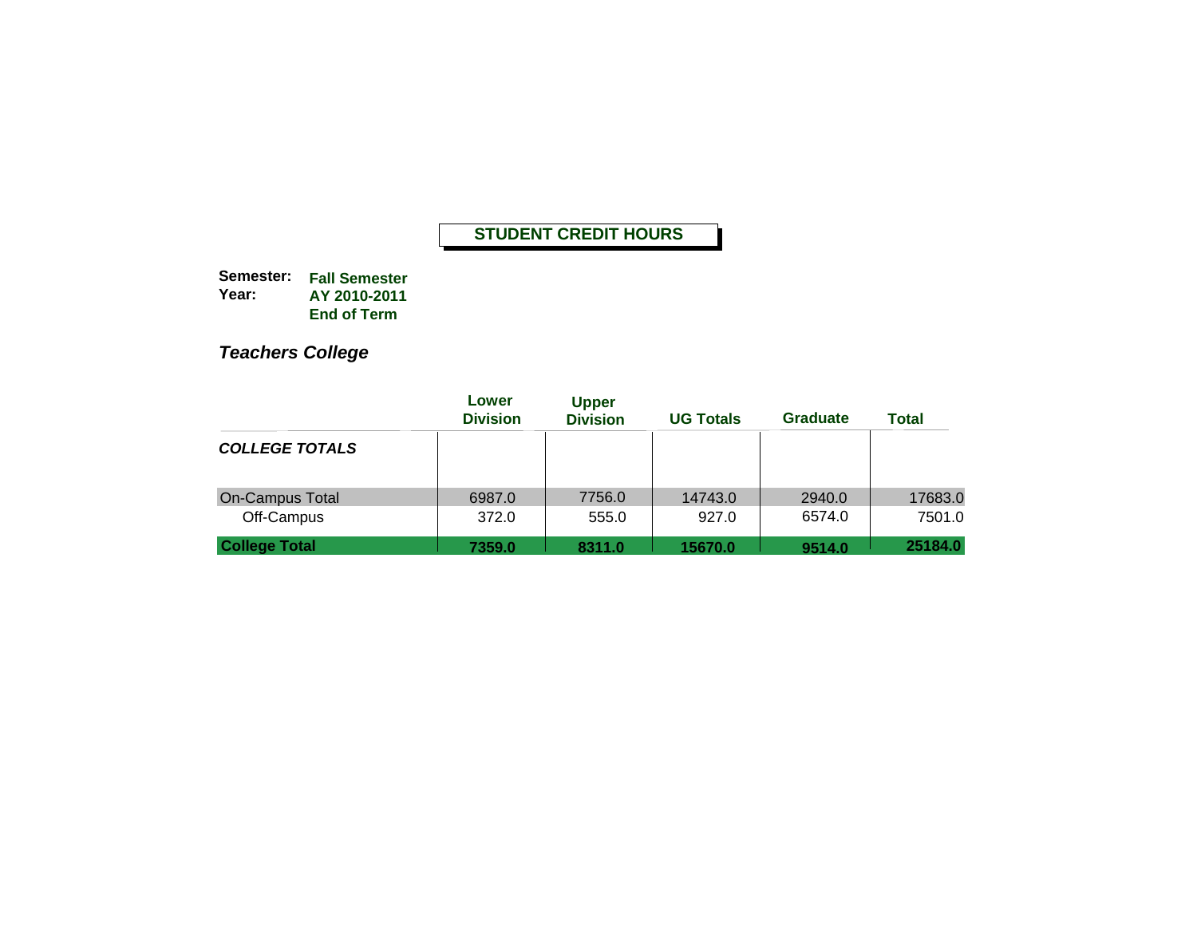# STUDENT CREDIT HOURS

**Semester:** **Fall Semester**
**Year:** **AY 2010-2011**
**End of Term**

## *Teachers College*

| | Lower Division | Upper Division | UG Totals | Graduate | Total |
|---|---|---|---|---|---|
| ***COLLEGE TOTALS*** | | | | | |
| On-Campus Total | 6987.0 | 7756.0 | 14743.0 | 2940.0 | 17683.0 |
| Off-Campus | 372.0 | 555.0 | 927.0 | 6574.0 | 7501.0 |
| **College Total** | **7359.0** | **8311.0** | **15670.0** | **9514.0** | **25184.0** |